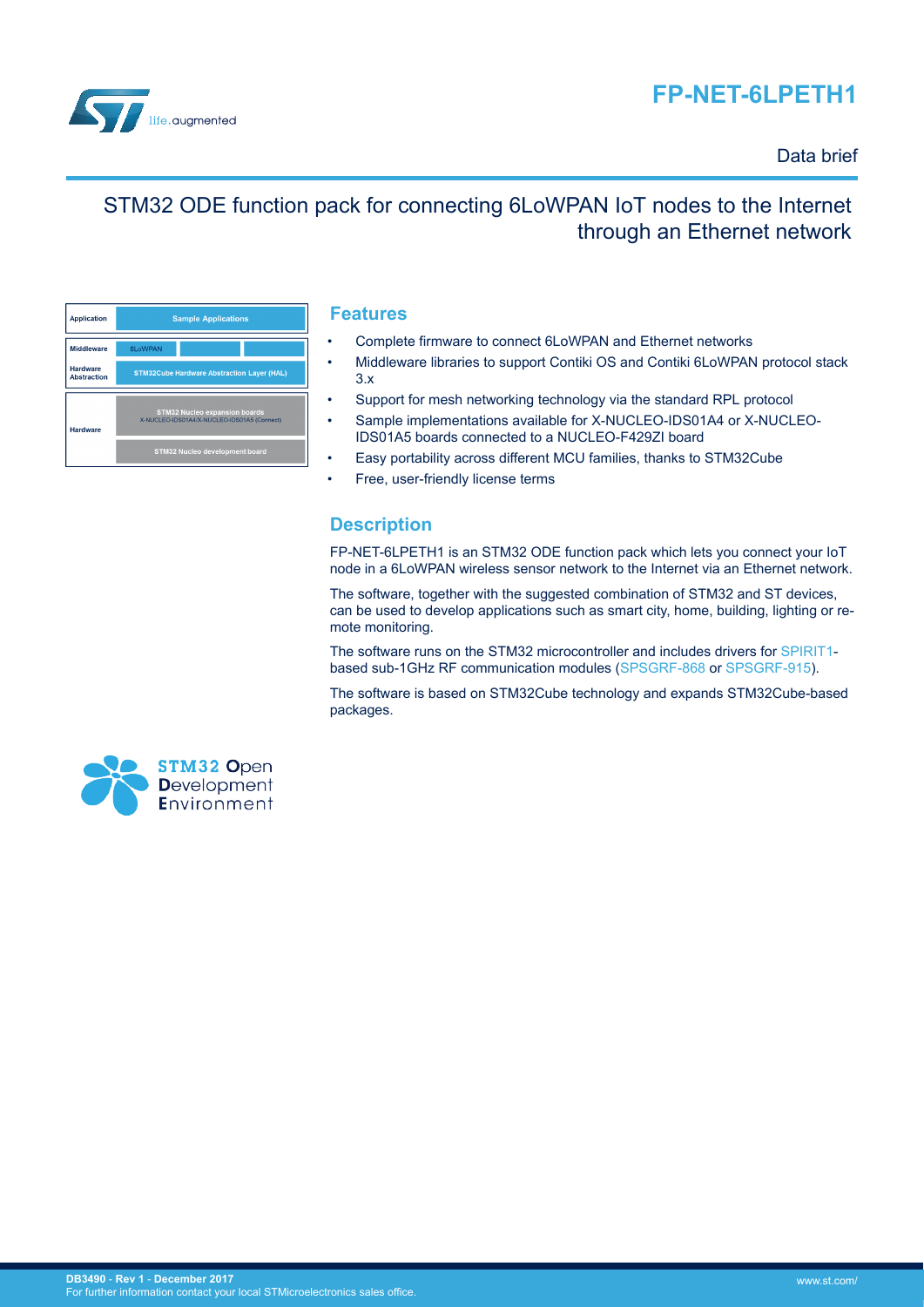# FP-NET-6LPETH1

Data brief

## STM32 ODE function pack for connecting 6LoWPAN IoT nodes to the Internet through an Ethernet network

| | |
|---|---|
| Application | Sample Applications |
| Middleware | 6LoWPAN |
| Hardware Abstraction | STM32Cube Hardware Abstraction Layer (HAL) |
| Hardware | STM32 Nucleo expansion boards X-NUCLEO-IDS01A4/X-NUCLEO-IDS01A5 (Connect) |
| | STM32 Nucleo development board |

## Features

- Complete firmware to connect 6LoWPAN and Ethernet networks
- Middleware libraries to support Contiki OS and Contiki 6LoWPAN protocol stack 3.x
- Support for mesh networking technology via the standard RPL protocol
- Sample implementations available for X-NUCLEO-IDS01A4 or X-NUCLEO-IDS01A5 boards connected to a NUCLEO-F429ZI board
- Easy portability across different MCU families, thanks to STM32Cube
- Free, user-friendly license terms

## Description

FP-NET-6LPETH1 is an STM32 ODE function pack which lets you connect your IoT node in a 6LoWPAN wireless sensor network to the Internet via an Ethernet network.

The software, together with the suggested combination of STM32 and ST devices, can be used to develop applications such as smart city, home, building, lighting or remote monitoring.

The software runs on the STM32 microcontroller and includes drivers for SPIRIT1-based sub-1GHz RF communication modules (SPSGRF-868 or SPSGRF-915).

The software is based on STM32Cube technology and expands STM32Cube-based packages.

STM32 Open Development Environment

DB3490 - Rev 1 - December 2017
For further information contact your local STMicroelectronics sales office.

www.st.com/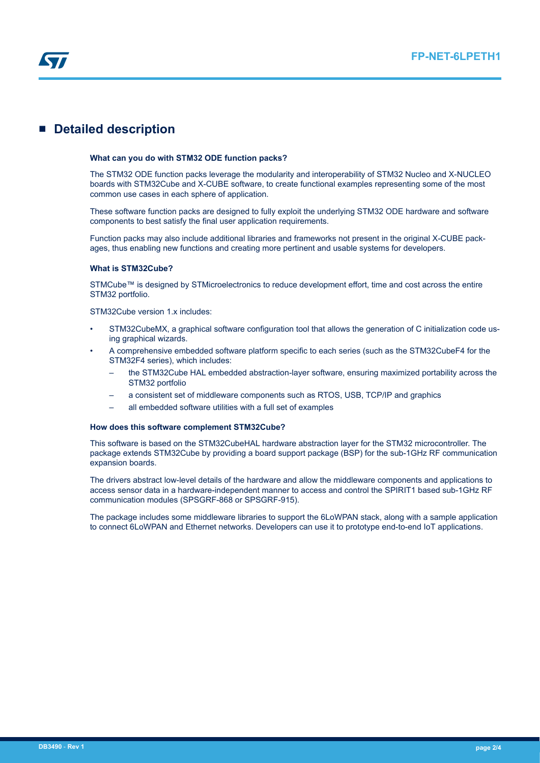## Detailed description

### What can you do with STM32 ODE function packs?

The STM32 ODE function packs leverage the modularity and interoperability of STM32 Nucleo and X-NUCLEO boards with STM32Cube and X-CUBE software, to create functional examples representing some of the most common use cases in each sphere of application.

These software function packs are designed to fully exploit the underlying STM32 ODE hardware and software components to best satisfy the final user application requirements.

Function packs may also include additional libraries and frameworks not present in the original X-CUBE packages, thus enabling new functions and creating more pertinent and usable systems for developers.

### What is STM32Cube?

STMCube™ is designed by STMicroelectronics to reduce development effort, time and cost across the entire STM32 portfolio.

STM32Cube version 1.x includes:

- STM32CubeMX, a graphical software configuration tool that allows the generation of C initialization code using graphical wizards.
- A comprehensive embedded software platform specific to each series (such as the STM32CubeF4 for the STM32F4 series), which includes:
  - the STM32Cube HAL embedded abstraction-layer software, ensuring maximized portability across the STM32 portfolio
  - a consistent set of middleware components such as RTOS, USB, TCP/IP and graphics
  - all embedded software utilities with a full set of examples

### How does this software complement STM32Cube?

This software is based on the STM32CubeHAL hardware abstraction layer for the STM32 microcontroller. The package extends STM32Cube by providing a board support package (BSP) for the sub-1GHz RF communication expansion boards.

The drivers abstract low-level details of the hardware and allow the middleware components and applications to access sensor data in a hardware-independent manner to access and control the SPIRIT1 based sub-1GHz RF communication modules (SPSGRF-868 or SPSGRF-915).

The package includes some middleware libraries to support the 6LoWPAN stack, along with a sample application to connect 6LoWPAN and Ethernet networks. Developers can use it to prototype end-to-end IoT applications.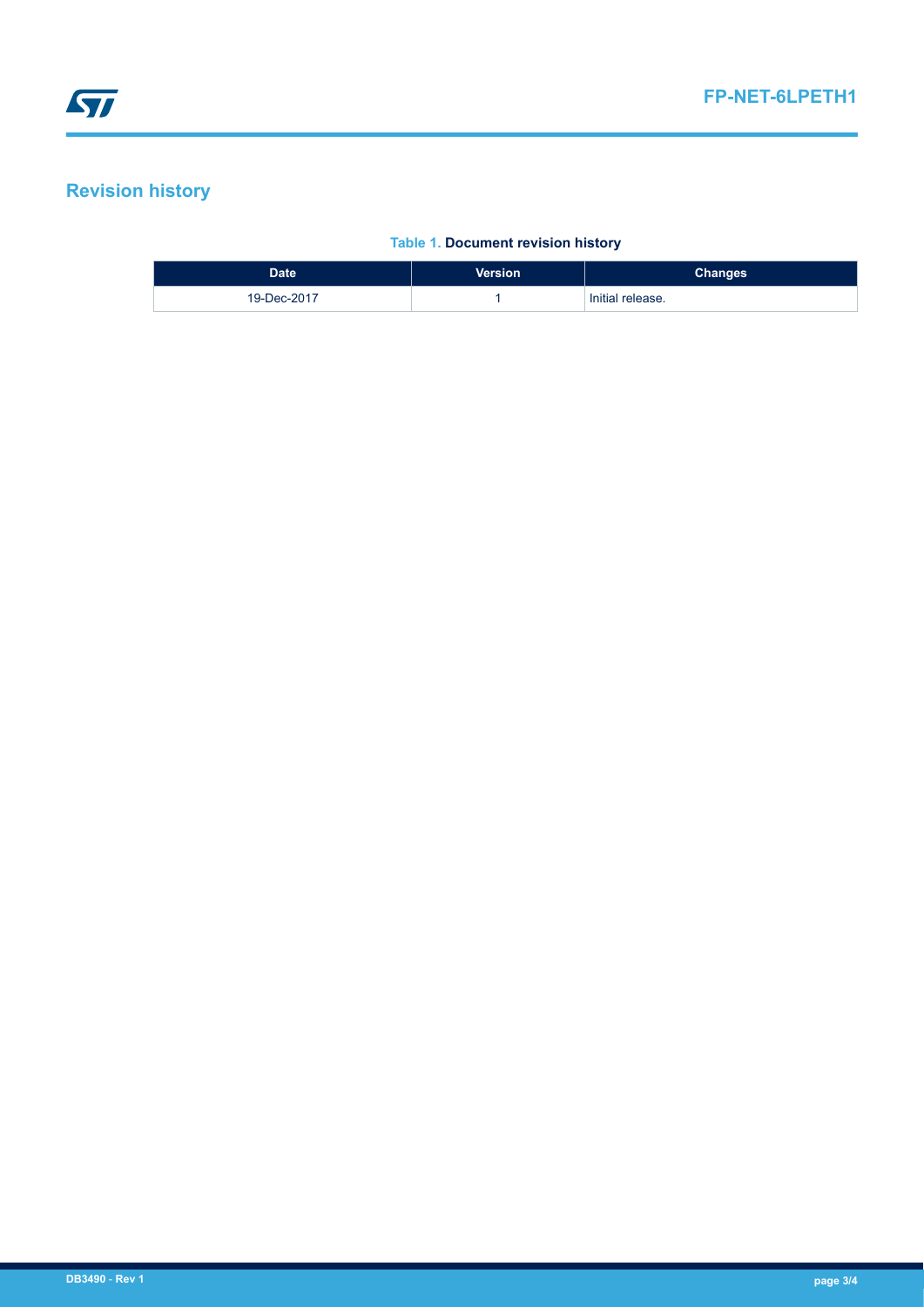## Revision history

**Table 1. Document revision history**

| Date | Version | Changes |
| --- | --- | --- |
| 19-Dec-2017 | 1 | Initial release. |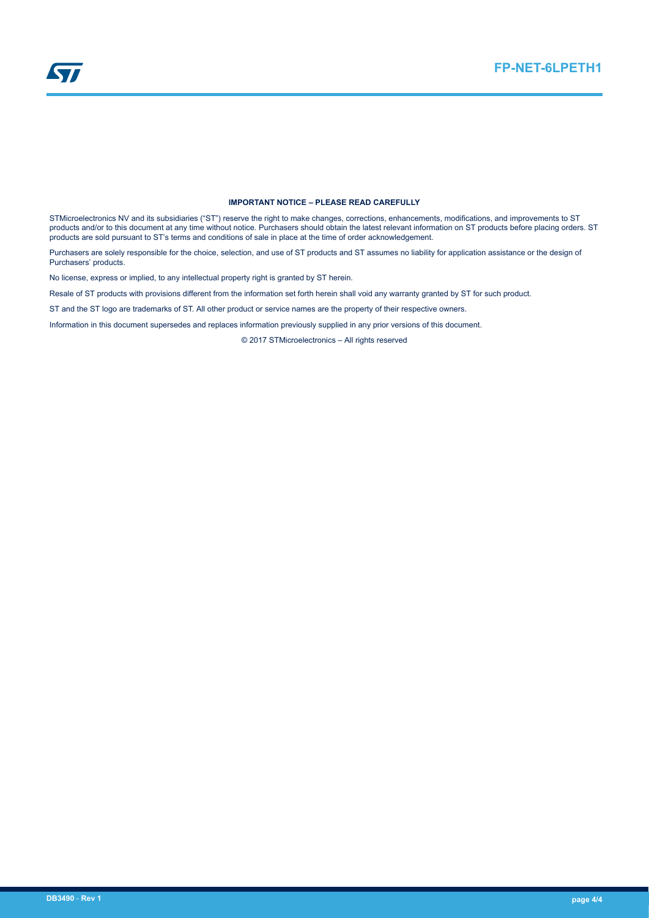**IMPORTANT NOTICE – PLEASE READ CAREFULLY**

STMicroelectronics NV and its subsidiaries ("ST") reserve the right to make changes, corrections, enhancements, modifications, and improvements to ST products and/or to this document at any time without notice. Purchasers should obtain the latest relevant information on ST products before placing orders. ST products are sold pursuant to ST's terms and conditions of sale in place at the time of order acknowledgement.

Purchasers are solely responsible for the choice, selection, and use of ST products and ST assumes no liability for application assistance or the design of Purchasers' products.

No license, express or implied, to any intellectual property right is granted by ST herein.

Resale of ST products with provisions different from the information set forth herein shall void any warranty granted by ST for such product.

ST and the ST logo are trademarks of ST. All other product or service names are the property of their respective owners.

Information in this document supersedes and replaces information previously supplied in any prior versions of this document.

© 2017 STMicroelectronics – All rights reserved